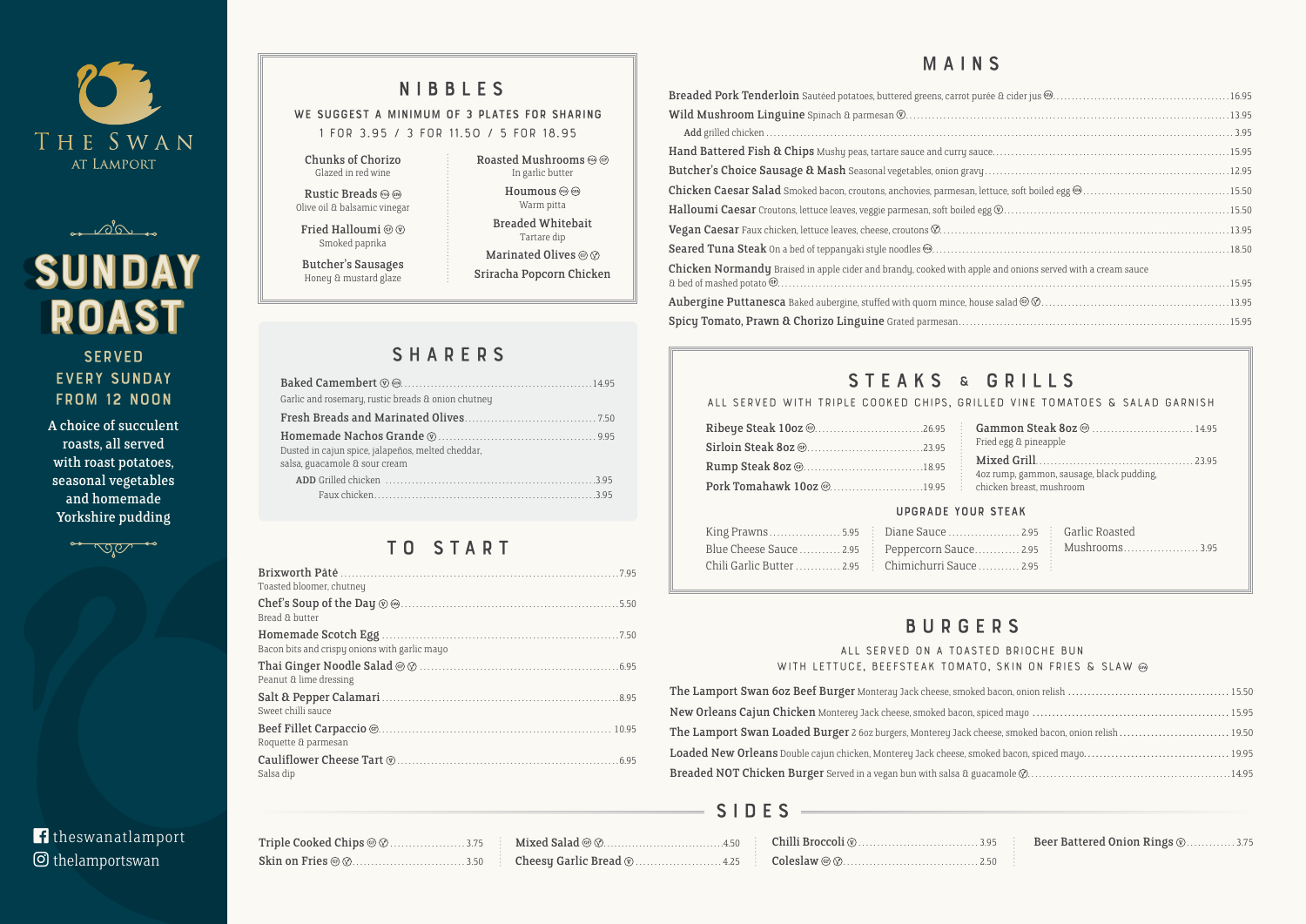# THE SWAN AT LAMPORT

## SUNDAY ROAST

SERVED EVERY SUNDAY FROM 12 NOON

A choice of succulent roasts, all served with roast potatoes, seasonal vegetables and homemade Yorkshire pudding

theswanatlamport
thelamportswan

## NIBBLES

WE SUGGEST A MINIMUM OF 3 PLATES FOR SHARING

1 FOR 3.95 / 3 FOR 11.50 / 5 FOR 18.95

- **Chunks of Chorizo** – Glazed in red wine
- **Rustic Breads** (VG) (GF) – Olive oil & balsamic vinegar
- **Fried Halloumi** (GF) (V) – Smoked paprika
- **Butcher's Sausages** – Honey & mustard glaze
- **Roasted Mushrooms** (VG) (GF) – In garlic butter
- **Houmous** (VG) (GF) – Warm pitta
- **Breaded Whitebait** – Tartare dip
- **Marinated Olives** (GF) (V) 
- **Sriracha Popcorn Chicken**

## SHARERS

- **Baked Camembert** (V) (GF) – 14.95
  Garlic and rosemary, rustic breads & onion chutney
- **Fresh Breads and Marinated Olives** – 7.50
- **Homemade Nachos Grande** (V) – 9.95
  Dusted in cajun spice, jalapeños, melted cheddar, salsa, guacamole & sour cream
  - ADD Grilled chicken – 3.95
  - Faux chicken – 3.95

## TO START

- **Brixworth Pâté** – 7.95
  Toasted bloomer, chutney
- **Chef's Soup of the Day** (V) (GF) – 5.50
  Bread & butter
- **Homemade Scotch Egg** – 7.50
  Bacon bits and crispy onions with garlic mayo
- **Thai Ginger Noodle Salad** (GF) (V) – 6.95
  Peanut & lime dressing
- **Salt & Pepper Calamari** – 8.95
  Sweet chilli sauce
- **Beef Fillet Carpaccio** (GF) – 10.95
  Roquette & parmesan
- **Cauliflower Cheese Tart** (V) – 6.95
  Salsa dip

## MAINS

- **Breaded Pork Tenderloin** Sautéed potatoes, buttered greens, carrot purée & cider jus (GF) – 16.95
- **Wild Mushroom Linguine** Spinach & parmesan (V) – 13.95
  - Add grilled chicken – 3.95
- **Hand Battered Fish & Chips** Mushy peas, tartare sauce and curry sauce – 15.95
- **Butcher's Choice Sausage & Mash** Seasonal vegetables, onion gravy – 12.95
- **Chicken Caesar Salad** Smoked bacon, croutons, anchovies, parmesan, lettuce, soft boiled egg (GF) – 15.50
- **Halloumi Caesar** Croutons, lettuce leaves, veggie parmesan, soft boiled egg (V) – 15.50
- **Vegan Caesar** Faux chicken, lettuce leaves, cheese, croutons (V) – 13.95
- **Seared Tuna Steak** On a bed of teppanyaki style noodles (GF) – 18.50
- **Chicken Normandy** Braised in apple cider and brandy, cooked with apple and onions served with a cream sauce & a bed of mashed potato (GF) – 15.95
- **Aubergine Puttanesca** Baked aubergine, stuffed with quorn mince, house salad (GF) (V) – 13.95
- **Spicy Tomato, Prawn & Chorizo Linguine** Grated parmesan – 15.95

## STEAKS & GRILLS

ALL SERVED WITH TRIPLE COOKED CHIPS, GRILLED VINE TOMATOES & SALAD GARNISH

- **Ribeye Steak 10oz** (GF) – 26.95
- **Sirloin Steak 8oz** (GF) – 23.95
- **Rump Steak 8oz** (GF) – 18.95
- **Pork Tomahawk 10oz** (GF) – 19.95
- **Gammon Steak 8oz** (GF) – 14.95
  Fried egg & pineapple
- **Mixed Grill** – 23.95
  4oz rump, gammon, sausage, black pudding, chicken breast, mushroom

### UPGRADE YOUR STEAK

- King Prawns – 5.95
- Blue Cheese Sauce – 2.95
- Chili Garlic Butter – 2.95
- Diane Sauce – 2.95
- Peppercorn Sauce – 2.95
- Chimichurri Sauce – 2.95
- Garlic Roasted Mushrooms – 3.95

## BURGERS

ALL SERVED ON A TOASTED BRIOCHE BUN WITH LETTUCE, BEEFSTEAK TOMATO, SKIN ON FRIES & SLAW (GF)

- **The Lamport Swan 6oz Beef Burger** Monteray Jack cheese, smoked bacon, onion relish – 15.50
- **New Orleans Cajun Chicken** Monterey Jack cheese, smoked bacon, spiced mayo – 15.95
- **The Lamport Swan Loaded Burger** 2 6oz burgers, Monterey Jack cheese, smoked bacon, onion relish – 19.50
- **Loaded New Orleans** Double cajun chicken, Monterey Jack cheese, smoked bacon, spiced mayo – 19.95
- **Breaded NOT Chicken Burger** Served in a vegan bun with salsa & guacamole (V) – 14.95

## SIDES

- Triple Cooked Chips (GF) (V) – 3.75
- Skin on Fries (GF) (V) – 3.50
- Mixed Salad (GF) (V) – 4.50
- Cheesy Garlic Bread (V) – 4.25
- Chilli Broccoli (V) – 3.95
- Coleslaw (GF) (V) – 2.50
- Beer Battered Onion Rings (V) – 3.75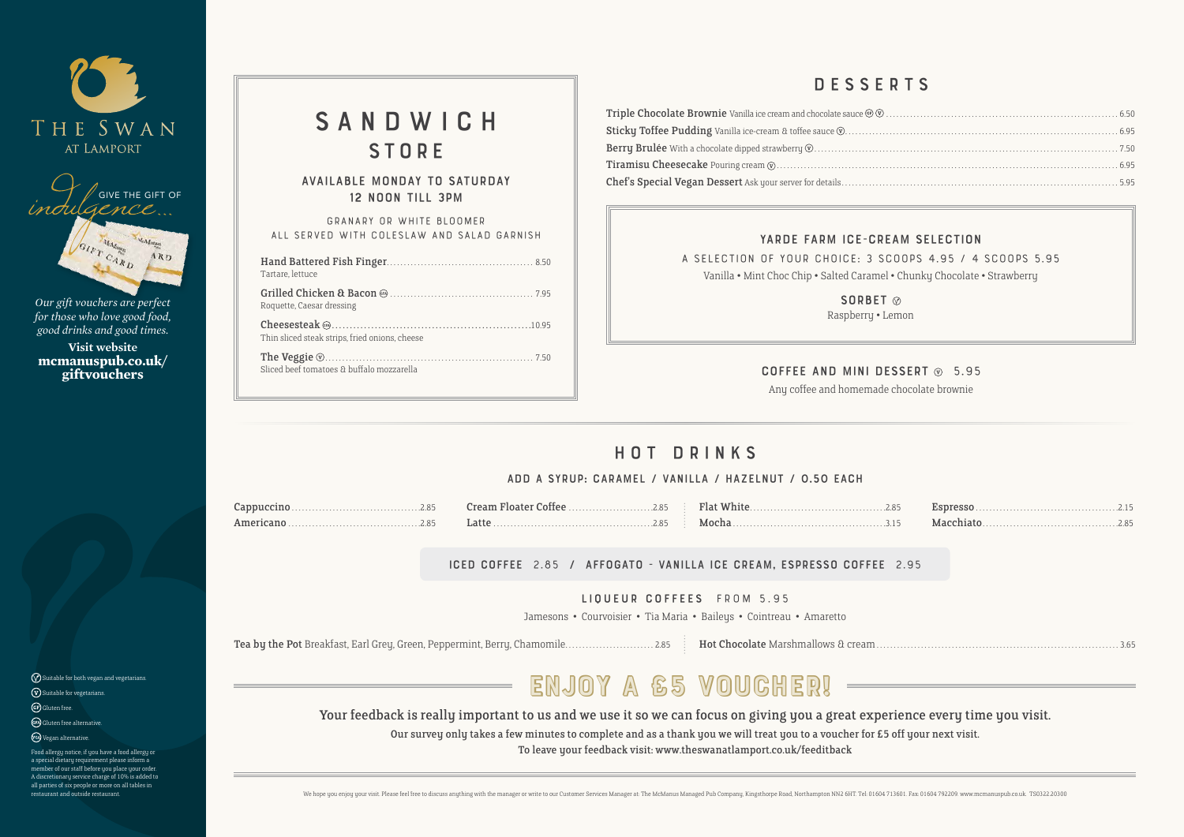# THE SWAN AT LAMPORT

GIVE THE GIFT OF *indulgence...*

*Our gift vouchers are perfect for those who love good food, good drinks and good times.*

**Visit website mcmanuspub.co.uk/giftvouchers**

## SANDWICH STORE

### AVAILABLE MONDAY TO SATURDAY 12 NOON TILL 3PM

GRANARY OR WHITE BLOOMER
ALL SERVED WITH COLESLAW AND SALAD GARNISH

Hand Battered Fish Finger ........ 8.50
Tartare, lettuce

Grilled Chicken & Bacon (GFA) ........ 7.95
Roquette, Caesar dressing

Cheesesteak (GFA) ........ 10.95
Thin sliced steak strips, fried onions, cheese

The Veggie (V) ........ 7.50
Sliced beef tomatoes & buffalo mozzarella

## DESSERTS

**Triple Chocolate Brownie** Vanilla ice cream and chocolate sauce (GF) (V) ........ 6.50
**Sticky Toffee Pudding** Vanilla ice-cream & toffee sauce (V) ........ 6.95
**Berry Brulée** With a chocolate dipped strawberry (V) ........ 7.50
**Tiramisu Cheesecake** Pouring cream (V) ........ 6.95
**Chef's Special Vegan Dessert** Ask your server for details ........ 5.95

### YARDE FARM ICE-CREAM SELECTION

A SELECTION OF YOUR CHOICE: 3 SCOOPS 4.95 / 4 SCOOPS 5.95

Vanilla • Mint Choc Chip • Salted Caramel • Chunky Chocolate • Strawberry

### SORBET (VG)

Raspberry • Lemon

### COFFEE AND MINI DESSERT (V) 5.95

Any coffee and homemade chocolate brownie

## HOT DRINKS

### ADD A SYRUP: CARAMEL / VANILLA / HAZELNUT / 0.50 EACH

Cappuccino ........ 2.85
Americano ........ 2.85
Cream Floater Coffee ........ 2.85
Latte ........ 2.85
Flat White ........ 2.85
Mocha ........ 3.15
Espresso ........ 2.15
Macchiato ........ 2.85

ICED COFFEE 2.85 / AFFOGATO - VANILLA ICE CREAM, ESPRESSO COFFEE 2.95

### LIQUEUR COFFEES FROM 5.95

Jamesons • Courvoisier • Tia Maria • Baileys • Cointreau • Amaretto

**Tea by the Pot** Breakfast, Earl Grey, Green, Peppermint, Berry, Chamomile ........ 2.85

**Hot Chocolate** Marshmallows & cream ........ 3.65

## ENJOY A £5 VOUCHER!

Your feedback is really important to us and we use it so we can focus on giving you a great experience every time you visit.

Our survey only takes a few minutes to complete and as a thank you we will treat you to a voucher for £5 off your next visit.

To leave your feedback visit: www.theswanatlamport.co.uk/feeditback

(VG) Suitable for both vegan and vegetarians.
(V) Suitable for vegetarians.
(GF) Gluten free.
(GFA) Gluten free alternative.
(VGA) Vegan alternative.

Food allergy notice: if you have a food allergy or a special dietary requirement please inform a member of our staff before you place your order. A discretionary service charge of 10% is added to all parties of six people or more on all tables in restaurant and outside restaurant.

We hope you enjoy your visit. Please feel free to discuss anything with the manager or write to our Customer Services Manager at: The McManus Managed Pub Company, Kingsthorpe Road, Northampton NN2 6HT. Tel: 01604 713601. Fax: 01604 792209. www.mcmanuspub.co.uk. TS0322.20300